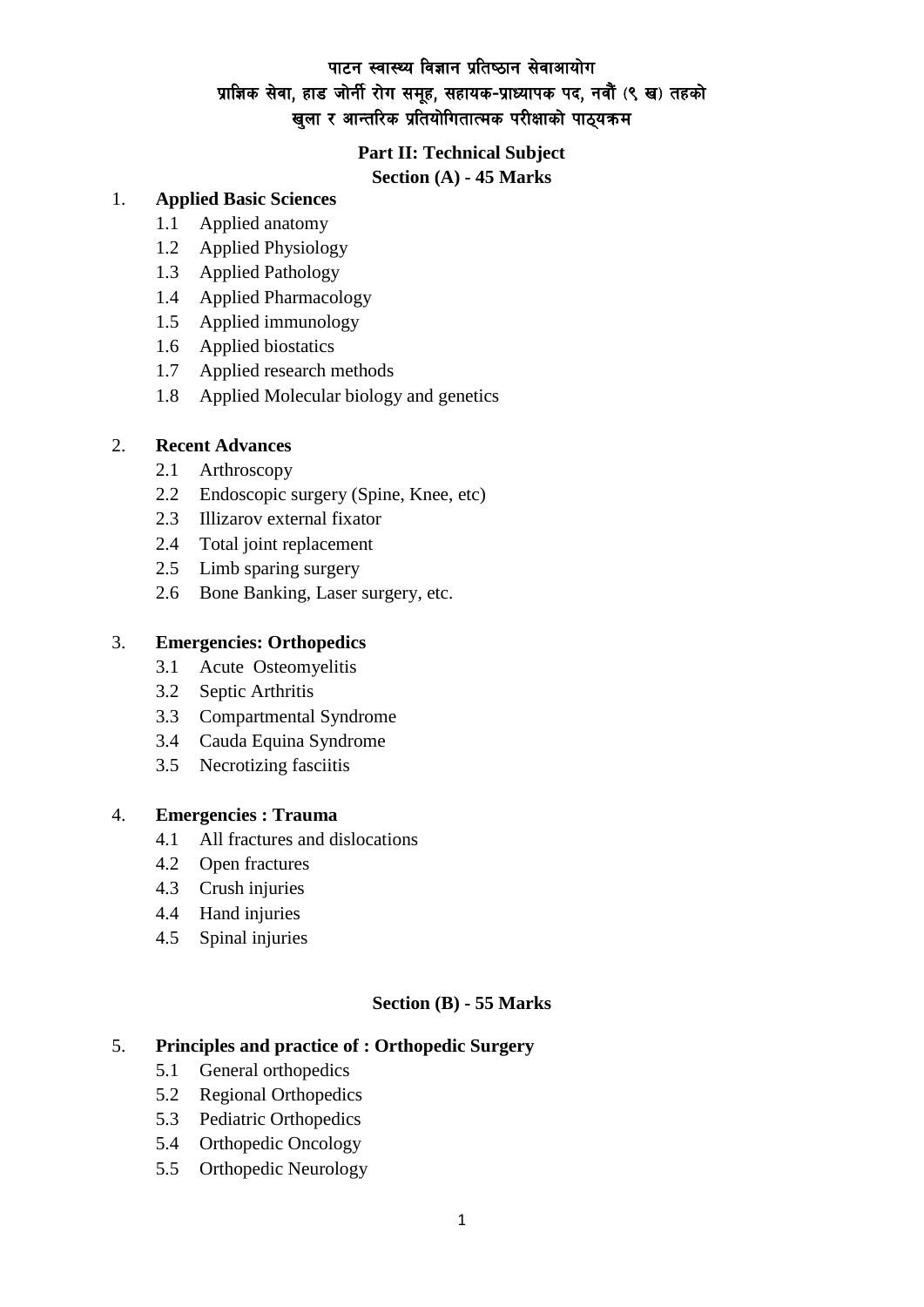# पाटन स्वास्थ्य विज्ञान प्रतिष्ठान सेवाआयोग
## प्राज्ञिक सेवा, हाड जोर्नी रोग समूह, सहायक-प्राध्यापक पद, नवौं (९ ख) तहको
## खुला र आन्तरिक प्रतियोगितात्मक परीक्षाको पाठ्यक्रम

### Part II: Technical Subject
### Section (A) - 45 Marks

1. **Applied Basic Sciences**
   - 1.1 Applied anatomy
   - 1.2 Applied Physiology
   - 1.3 Applied Pathology
   - 1.4 Applied Pharmacology
   - 1.5 Applied immunology
   - 1.6 Applied biostatics
   - 1.7 Applied research methods
   - 1.8 Applied Molecular biology and genetics

2. **Recent Advances**
   - 2.1 Arthroscopy
   - 2.2 Endoscopic surgery (Spine, Knee, etc)
   - 2.3 Illizarov external fixator
   - 2.4 Total joint replacement
   - 2.5 Limb sparing surgery
   - 2.6 Bone Banking, Laser surgery, etc.

3. **Emergencies: Orthopedics**
   - 3.1 Acute Osteomyelitis
   - 3.2 Septic Arthritis
   - 3.3 Compartmental Syndrome
   - 3.4 Cauda Equina Syndrome
   - 3.5 Necrotizing fasciitis

4. **Emergencies : Trauma**
   - 4.1 All fractures and dislocations
   - 4.2 Open fractures
   - 4.3 Crush injuries
   - 4.4 Hand injuries
   - 4.5 Spinal injuries

### Section (B) - 55 Marks

5. **Principles and practice of : Orthopedic Surgery**
   - 5.1 General orthopedics
   - 5.2 Regional Orthopedics
   - 5.3 Pediatric Orthopedics
   - 5.4 Orthopedic Oncology
   - 5.5 Orthopedic Neurology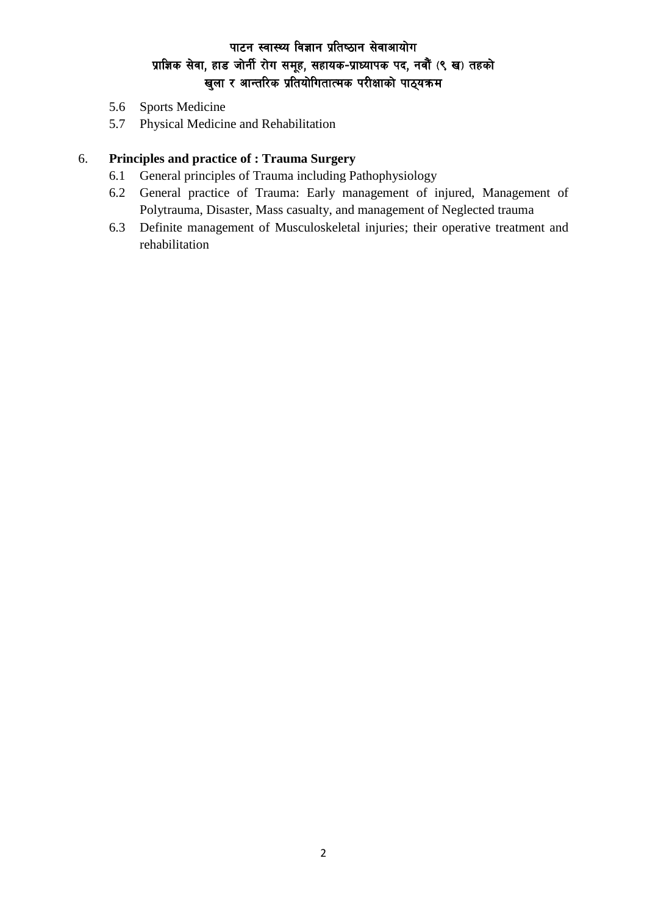5.6 Sports Medicine
5.7 Physical Medicine and Rehabilitation

6. **Principles and practice of : Trauma Surgery**
   6.1 General principles of Trauma including Pathophysiology
   6.2 General practice of Trauma: Early management of injured, Management of Polytrauma, Disaster, Mass casualty, and management of Neglected trauma
   6.3 Definite management of Musculoskeletal injuries; their operative treatment and rehabilitation